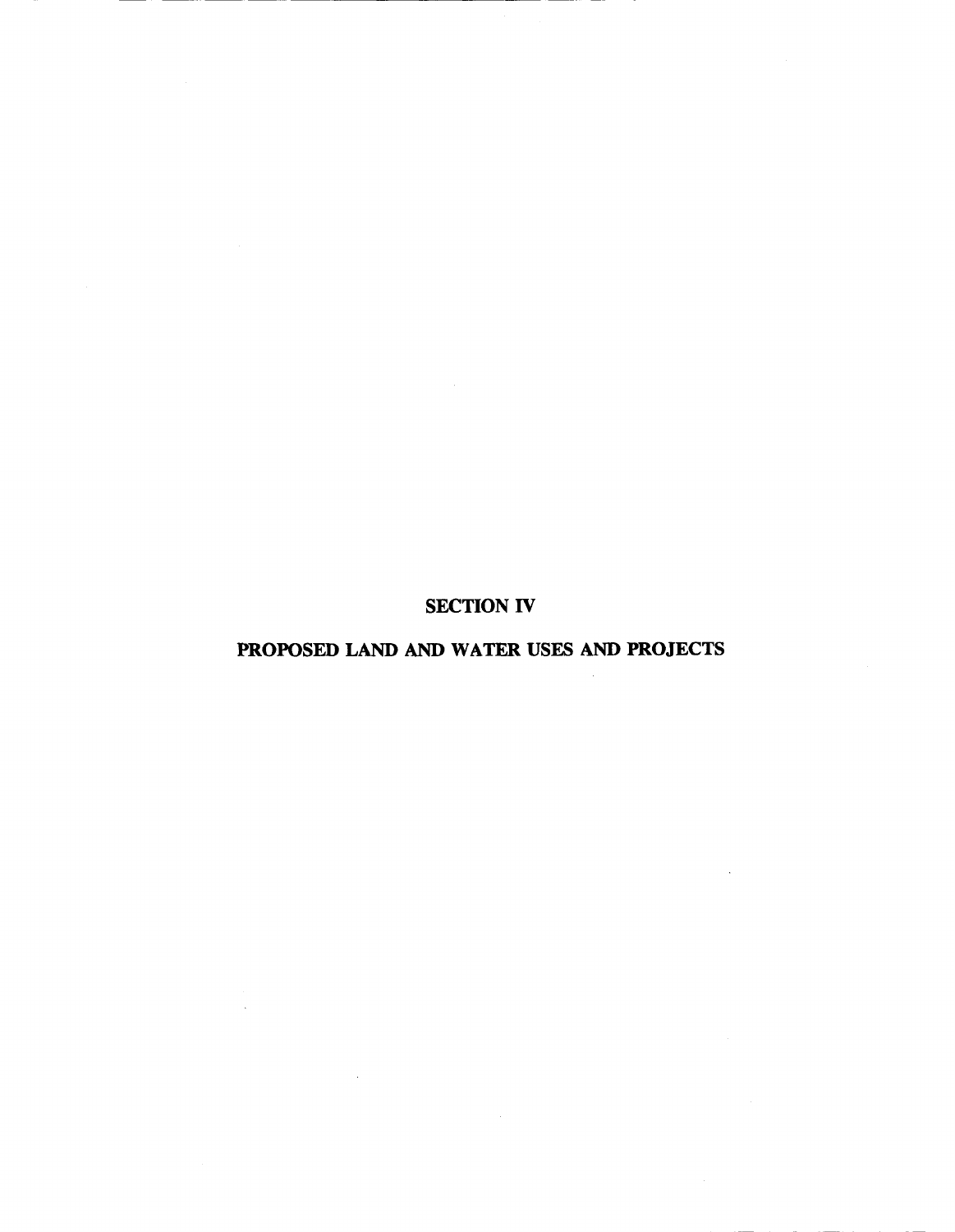# SECTION IV

# PROPOSED LAND AND WATER USES AND PROJECTS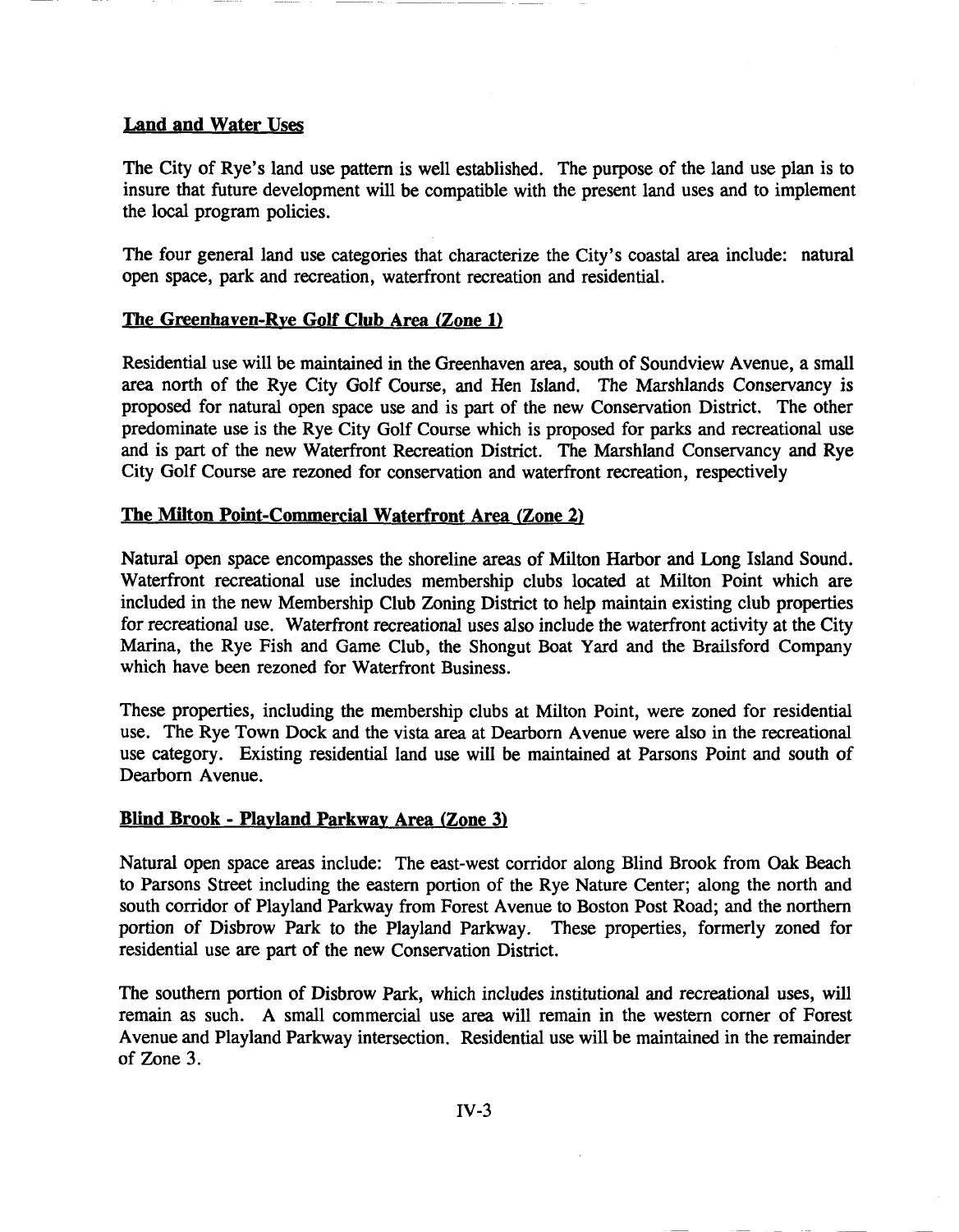## Land and Water Uses

The City of Rye's land use pattern is well established. The purpose of the land use plan is to insure that future development will be compatible with the present land uses and to implement the local program policies.

The four general land use categories that characterize the City's coastal area include: natural open space, park and recreation, waterfront recreation and residential.

### The Greenhaven-Rye Golf Club Area (Zone 1)

Residential use will be maintained in the Greenhaven area, south of Soundview Avenue, a small area north of the Rye City Golf Course, and Hen Island. The Marshlands Conservancy is proposed for natural open space use and is part of the new Conservation District. The other predominate use is the Rye City Golf Course which is proposed for parks and recreational use and is part of the new Waterfront Recreation District. The Marshland Conservancy and Rye City Golf Course are rezoned for conservation and waterfront recreation, respectively

### The Milton Point-Commercial Waterfront Area (Zone 2)

Natural open space encompasses the shoreline areas of Milton Harbor and Long Island Sound. Waterfront recreational use includes membership clubs located at Milton Point which are included in the new Membership Club Zoning District to help maintain existing club properties for recreational use. Waterfront recreational uses also include the waterfront activity at the City Marina, the Rye Fish and Game Club, the Shongut Boat Yard and the Brailsford Company which have been rezoned for Waterfront Business.

These properties, including the membership clubs at Milton Point, were zoned for residential use. The Rye Town Dock and the vista area at Dearborn Avenue were also in the recreational use category. Existing residential land use will be maintained at Parsons Point and south of Dearborn Avenue.

### Blind Brook - Playland Parkway Area (Zone 3)

Natural open space areas include: The east-west corridor along Blind Brook from Oak Beach to Parsons Street including the eastern portion of the Rye Nature Center; along the north and south corridor of Playland Parkway from Forest Avenue to Boston Post Road; and the northern portion of Disbrow Park to the Playland Parkway. These properties, formerly zoned for residential use are part of the new Conservation District.

The southern portion of Disbrow Park, which includes institutional and recreational uses, will remain as such. A small commercial use area will remain in the western corner of Forest Avenue and Playland Parkway intersection. Residential use will be maintained in the remainder of Zone 3.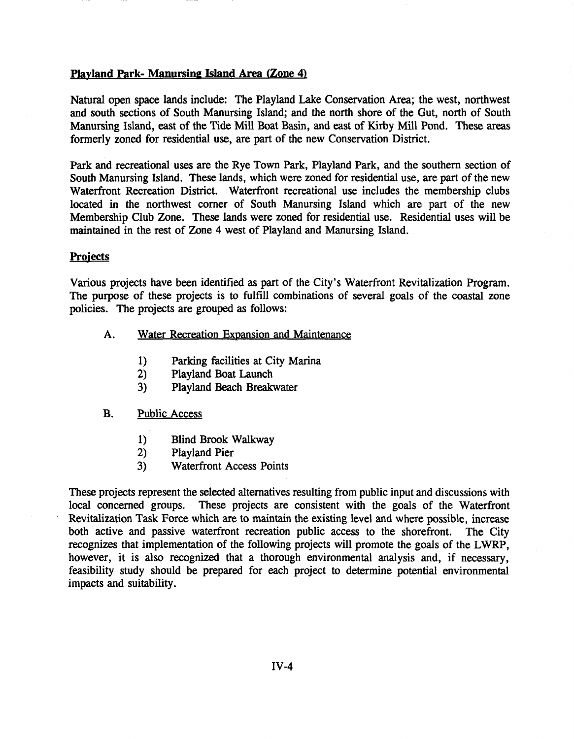**Playland Park- Manursing Island Area (Zone 4)**

Natural open space lands include: The Playland Lake Conservation Area; the west, northwest and south sections of South Manursing Island; and the north shore of the Gut, north of South Manursing Island, east of the Tide Mill Boat Basin, and east of Kirby Mill Pond. These areas formerly zoned for residential use, are part of the new Conservation District.

Park and recreational uses are the Rye Town Park, Playland Park, and the southern section of South Manursing Island. These lands, which were zoned for residential use, are part of the new Waterfront Recreation District. Waterfront recreational use includes the membership clubs located in the northwest corner of South Manursing Island which are part of the new Membership Club Zone. These lands were zoned for residential use. Residential uses will be maintained in the rest of Zone 4 west of Playland and Manursing Island.

**Projects**

Various projects have been identified as part of the City's Waterfront Revitalization Program. The purpose of these projects is to fulfill combinations of several goals of the coastal zone policies. The projects are grouped as follows:

A. Water Recreation Expansion and Maintenance

   1) Parking facilities at City Marina
   2) Playland Boat Launch
   3) Playland Beach Breakwater

B. Public Access

   1) Blind Brook Walkway
   2) Playland Pier
   3) Waterfront Access Points

These projects represent the selected alternatives resulting from public input and discussions with local concerned groups. These projects are consistent with the goals of the Waterfront Revitalization Task Force which are to maintain the existing level and where possible, increase both active and passive waterfront recreation public access to the shorefront. The City recognizes that implementation of the following projects will promote the goals of the LWRP, however, it is also recognized that a thorough environmental analysis and, if necessary, feasibility study should be prepared for each project to determine potential environmental impacts and suitability.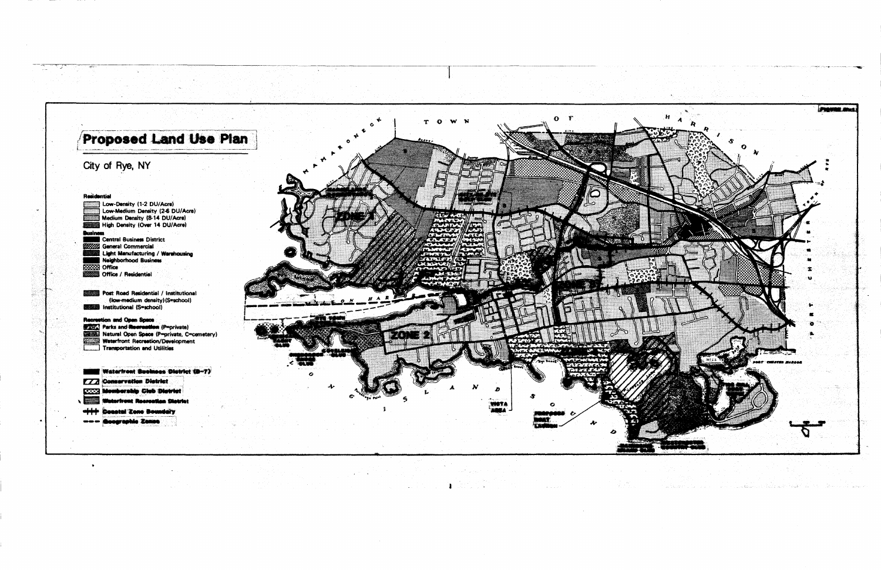# Proposed Land Use Plan

City of Rye, NY

**Residential**

- Low-Density (1-2 DU/Acre)
- Low-Medium Density (2-6 DU/Acre)
- Medium Density (8-14 DU/Acre)
- High Density (Over 14 DU/Acre)

**Business**

- Central Business District
- General Commercial
- Light Manufacturing / Warehousing
- Neighborhood Business
- Office
- Office / Residential

- Post Road Residential / Institutional (low-medium density) (S=school)
- Institutional (S=school)

**Recreation and Open Space**

- Parks and Recreation (P=private)
- Natural Open Space (P=private, C=cemetery)
- Waterfront Recreation/Development
- Transportation and Utilities

- **Waterfront Business District (B-7)**
- **Conservation District**
- **Membership Club District**
- **Waterfront Recreation District**
- **Coastal Zone Boundary**
- **Geographic Zones**

TOWN OF HARRISON

MAMARONECK

TOWN OF RYE

PORT CHESTER

LONG ISLAND SOUND

ZONE 1

ZONE 2

ZONE 3

PORT CHESTER HARBOR

VISTA AREA

PROPOSED BOAT LAUNCH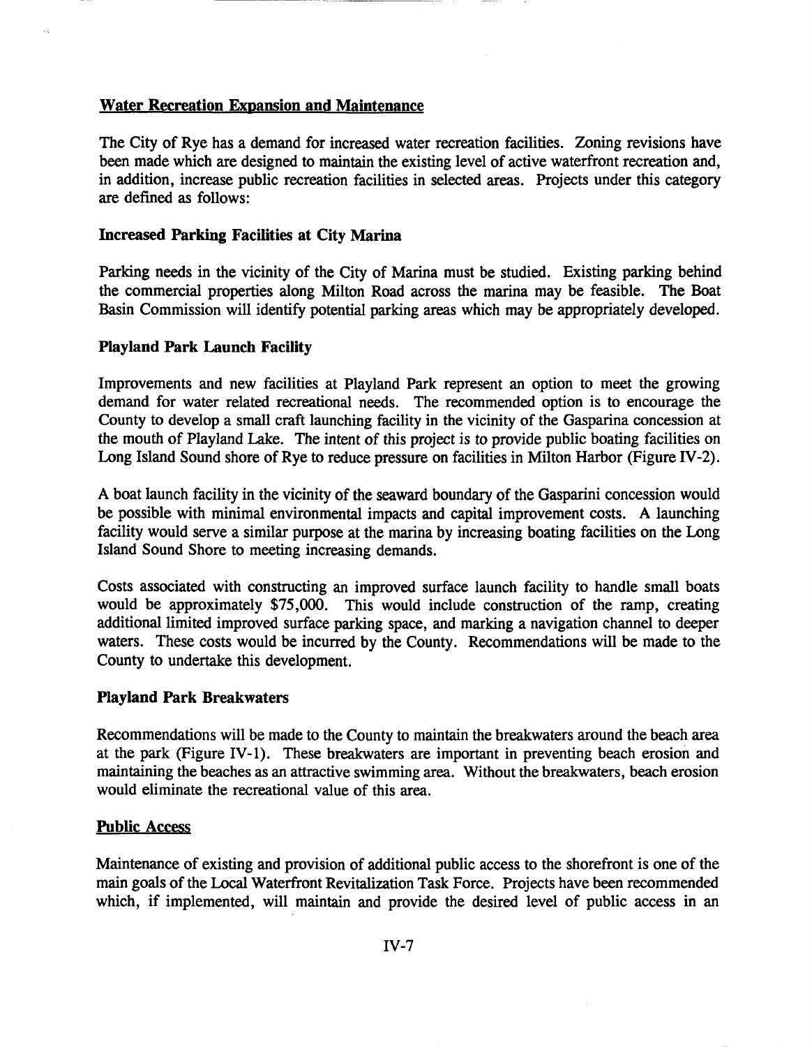## Water Recreation Expansion and Maintenance

The City of Rye has a demand for increased water recreation facilities. Zoning revisions have been made which are designed to maintain the existing level of active waterfront recreation and, in addition, increase public recreation facilities in selected areas. Projects under this category are defined as follows:

### Increased Parking Facilities at City Marina

Parking needs in the vicinity of the City of Marina must be studied. Existing parking behind the commercial properties along Milton Road across the marina may be feasible. The Boat Basin Commission will identify potential parking areas which may be appropriately developed.

### Playland Park Launch Facility

Improvements and new facilities at Playland Park represent an option to meet the growing demand for water related recreational needs. The recommended option is to encourage the County to develop a small craft launching facility in the vicinity of the Gasparina concession at the mouth of Playland Lake. The intent of this project is to provide public boating facilities on Long Island Sound shore of Rye to reduce pressure on facilities in Milton Harbor (Figure IV-2).

A boat launch facility in the vicinity of the seaward boundary of the Gasparini concession would be possible with minimal environmental impacts and capital improvement costs. A launching facility would serve a similar purpose at the marina by increasing boating facilities on the Long Island Sound Shore to meeting increasing demands.

Costs associated with constructing an improved surface launch facility to handle small boats would be approximately $75,000. This would include construction of the ramp, creating additional limited improved surface parking space, and marking a navigation channel to deeper waters. These costs would be incurred by the County. Recommendations will be made to the County to undertake this development.

### Playland Park Breakwaters

Recommendations will be made to the County to maintain the breakwaters around the beach area at the park (Figure IV-1). These breakwaters are important in preventing beach erosion and maintaining the beaches as an attractive swimming area. Without the breakwaters, beach erosion would eliminate the recreational value of this area.

## Public Access

Maintenance of existing and provision of additional public access to the shorefront is one of the main goals of the Local Waterfront Revitalization Task Force. Projects have been recommended which, if implemented, will maintain and provide the desired level of public access in an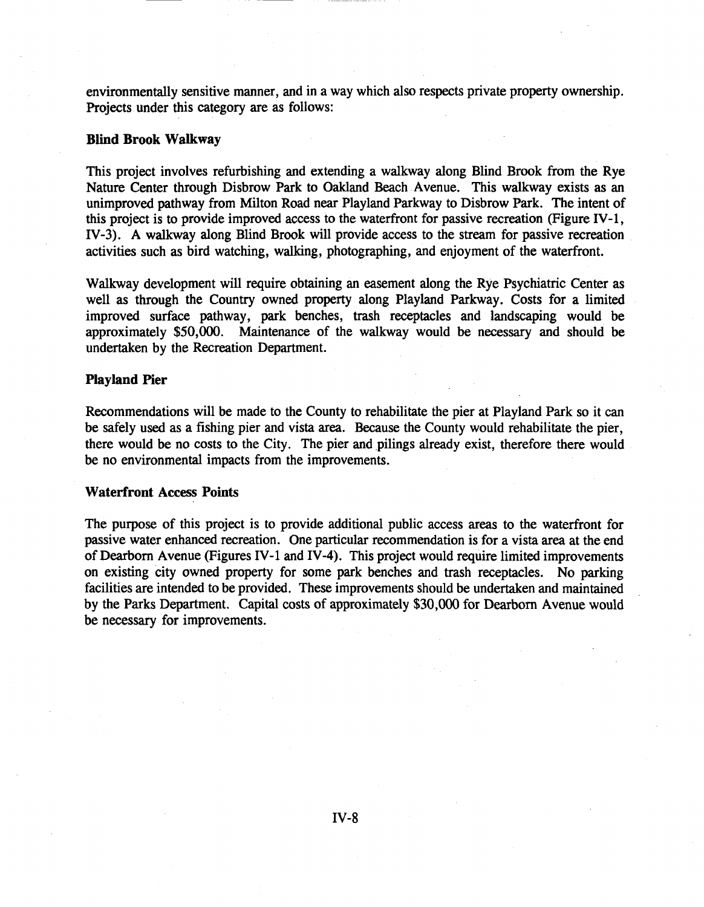environmentally sensitive manner, and in a way which also respects private property ownership. Projects under this category are as follows:

### Blind Brook Walkway

This project involves refurbishing and extending a walkway along Blind Brook from the Rye Nature Center through Disbrow Park to Oakland Beach Avenue. This walkway exists as an unimproved pathway from Milton Road near Playland Parkway to Disbrow Park. The intent of this project is to provide improved access to the waterfront for passive recreation (Figure IV-1, IV-3). A walkway along Blind Brook will provide access to the stream for passive recreation activities such as bird watching, walking, photographing, and enjoyment of the waterfront.

Walkway development will require obtaining an easement along the Rye Psychiatric Center as well as through the Country owned property along Playland Parkway. Costs for a limited improved surface pathway, park benches, trash receptacles and landscaping would be approximately $50,000. Maintenance of the walkway would be necessary and should be undertaken by the Recreation Department.

### Playland Pier

Recommendations will be made to the County to rehabilitate the pier at Playland Park so it can be safely used as a fishing pier and vista area. Because the County would rehabilitate the pier, there would be no costs to the City. The pier and pilings already exist, therefore there would be no environmental impacts from the improvements.

### Waterfront Access Points

The purpose of this project is to provide additional public access areas to the waterfront for passive water enhanced recreation. One particular recommendation is for a vista area at the end of Dearborn Avenue (Figures IV-1 and IV-4). This project would require limited improvements on existing city owned property for some park benches and trash receptacles. No parking facilities are intended to be provided. These improvements should be undertaken and maintained by the Parks Department. Capital costs of approximately $30,000 for Dearborn Avenue would be necessary for improvements.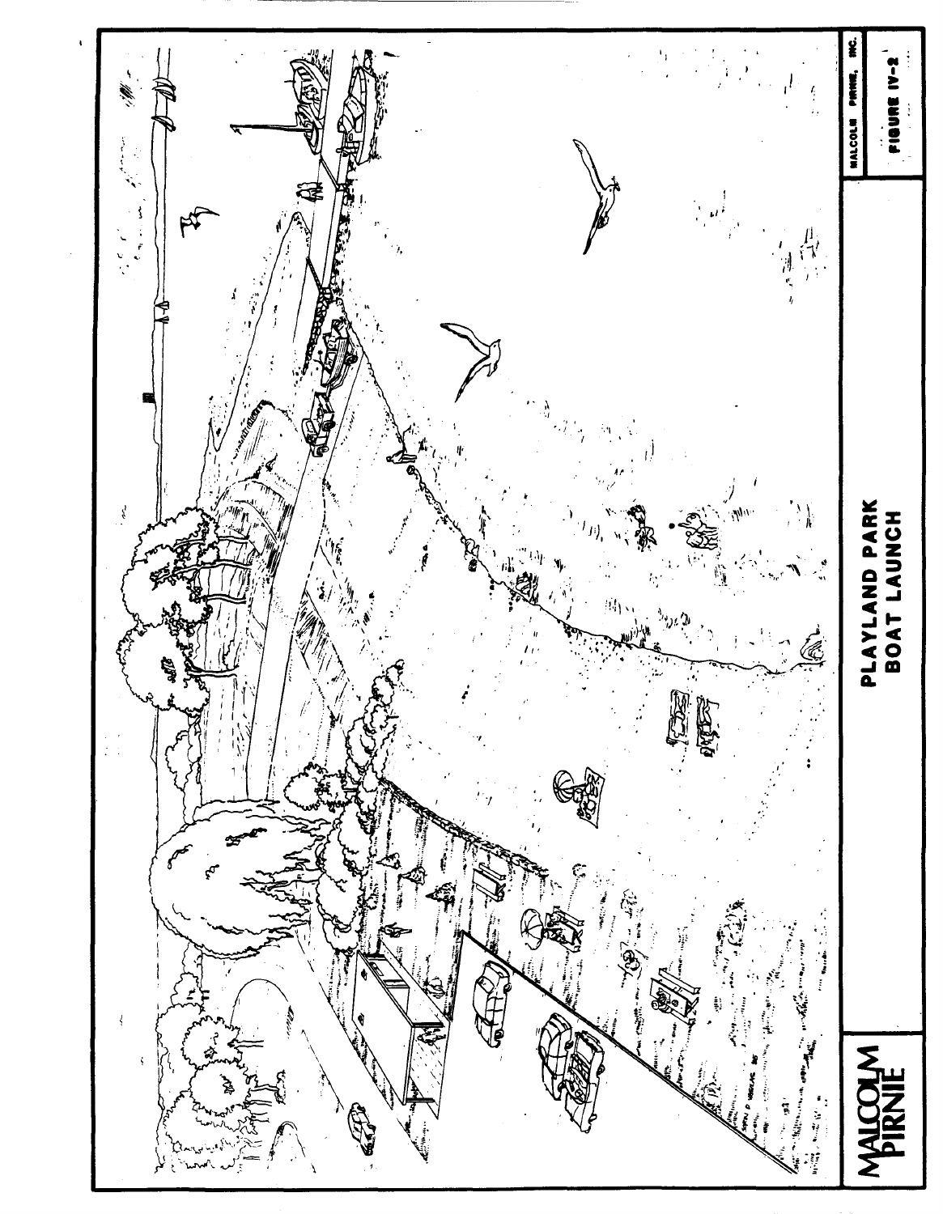MALCOLM PIRNIE

PLAYLAND PARK
BOAT LAUNCH

MALCOLM PIRNIE, INC.

FIGURE IV-2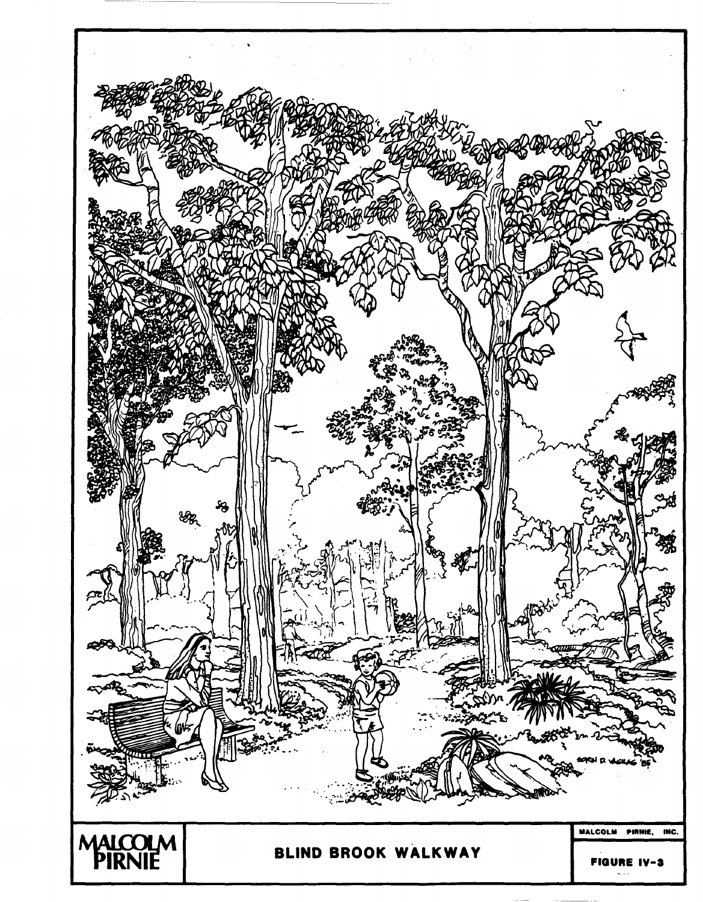MALCOLM PIRNIE

**BLIND BROOK WALKWAY**

MALCOLM PIRNIE, INC.

FIGURE IV-3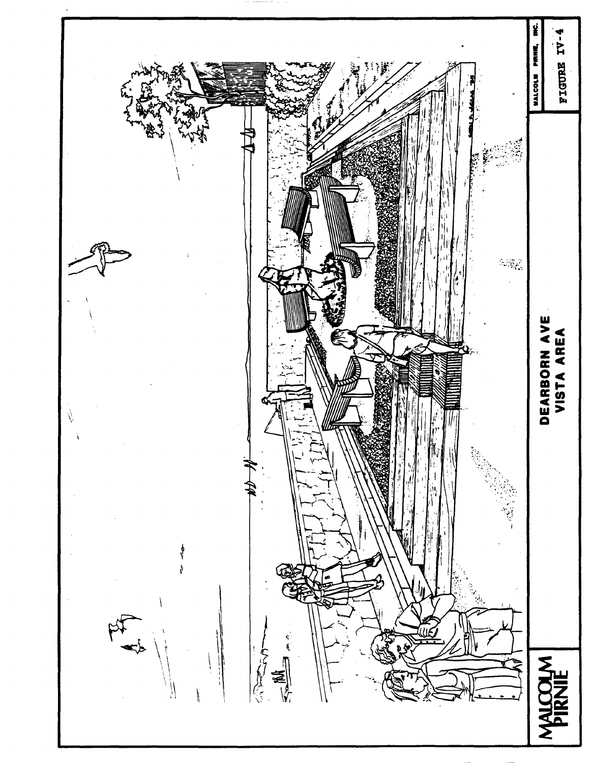DEARBORN AVE
VISTA AREA

MALCOLM PIRNIE

MALCOLM PIRNIE, INC.

FIGURE IV-4